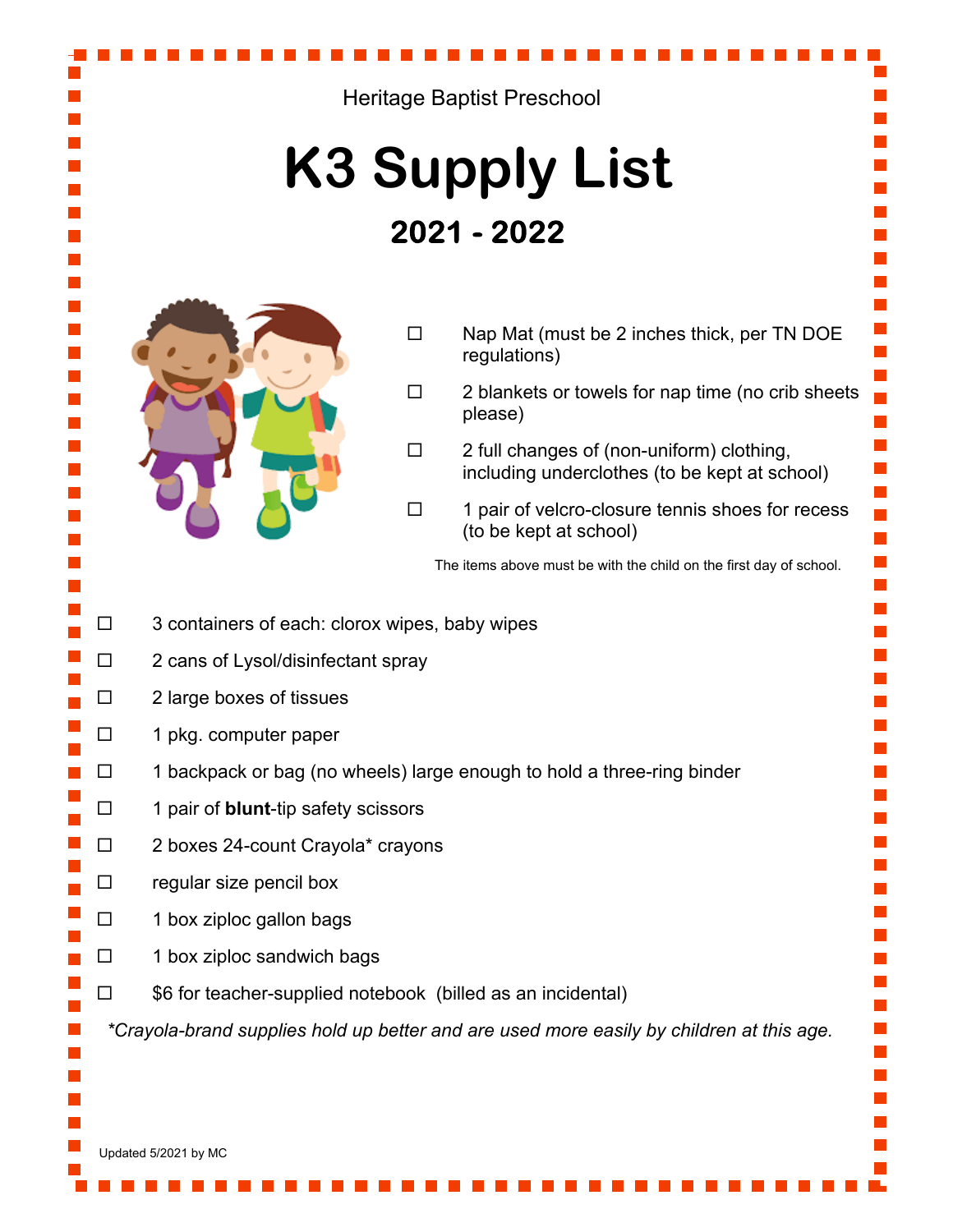Heritage Baptist Preschool

# K3 Supply List

## 2021 - 2022

- ☐ Nap Mat (must be 2 inches thick, per TN DOE regulations)
- ☐ 2 blankets or towels for nap time (no crib sheets please)
- ☐ 2 full changes of (non-uniform) clothing, including underclothes (to be kept at school)
- ☐ 1 pair of velcro-closure tennis shoes for recess (to be kept at school)

The items above must be with the child on the first day of school.

- ☐ 3 containers of each: clorox wipes, baby wipes
- ☐ 2 cans of Lysol/disinfectant spray
- ☐ 2 large boxes of tissues
- ☐ 1 pkg. computer paper
- ☐ 1 backpack or bag (no wheels) large enough to hold a three-ring binder
- ☐ 1 pair of **blunt**-tip safety scissors
- ☐ 2 boxes 24-count Crayola* crayons
- ☐ regular size pencil box
- ☐ 1 box ziploc gallon bags
- ☐ 1 box ziploc sandwich bags
- ☐ $6 for teacher-supplied notebook (billed as an incidental)

*\*Crayola-brand supplies hold up better and are used more easily by children at this age.*

Updated 5/2021 by MC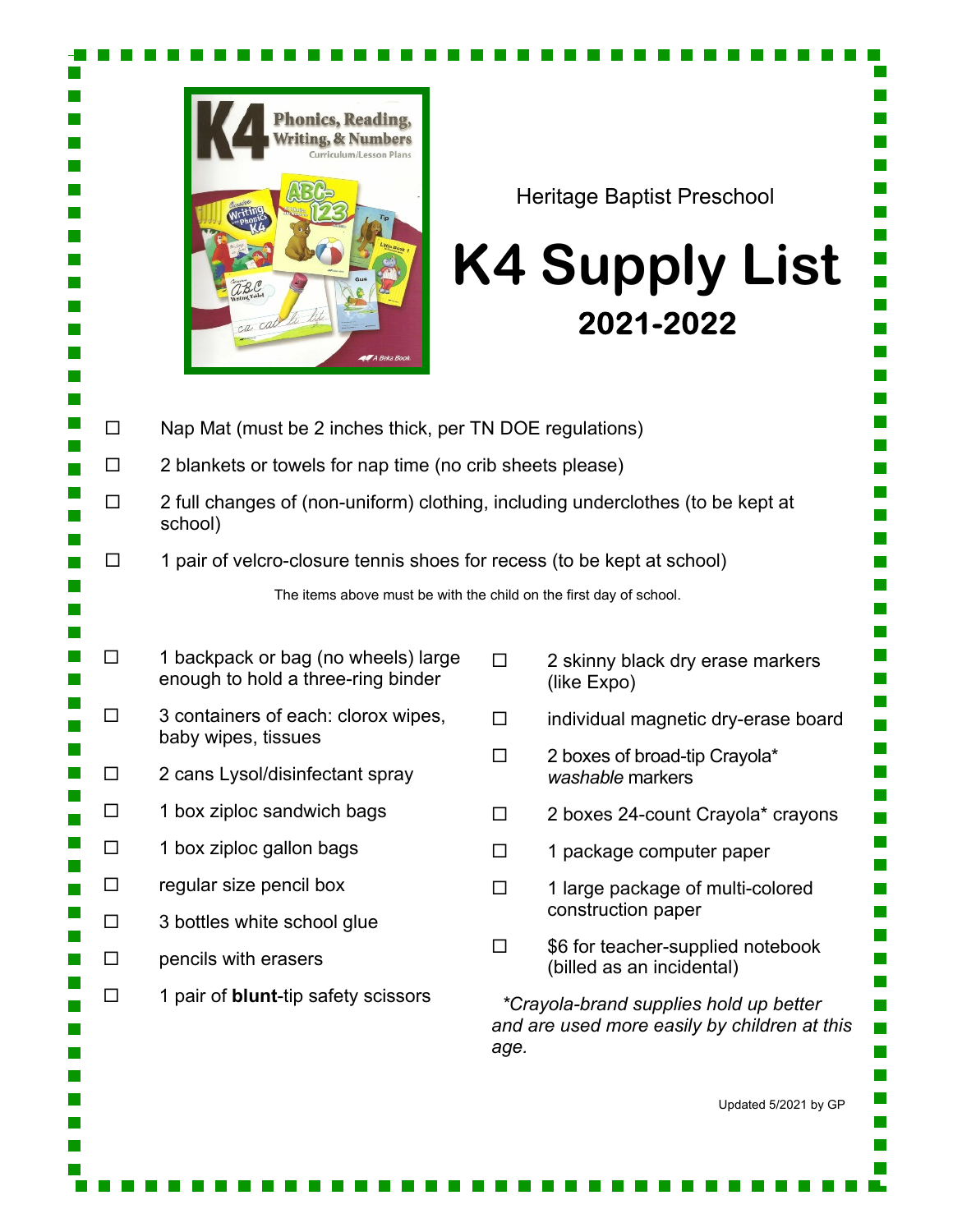Heritage Baptist Preschool

# K4 Supply List

## 2021-2022

- ☐ Nap Mat (must be 2 inches thick, per TN DOE regulations)
- ☐ 2 blankets or towels for nap time (no crib sheets please)
- ☐ 2 full changes of (non-uniform) clothing, including underclothes (to be kept at school)
- ☐ 1 pair of velcro-closure tennis shoes for recess (to be kept at school)

The items above must be with the child on the first day of school.

- ☐ 1 backpack or bag (no wheels) large enough to hold a three-ring binder
- ☐ 3 containers of each: clorox wipes, baby wipes, tissues
- ☐ 2 cans Lysol/disinfectant spray
- ☐ 1 box ziploc sandwich bags
- ☐ 1 box ziploc gallon bags
- ☐ regular size pencil box
- ☐ 3 bottles white school glue
- ☐ pencils with erasers
- ☐ 1 pair of **blunt**-tip safety scissors
- ☐ 2 skinny black dry erase markers (like Expo)
- ☐ individual magnetic dry-erase board
- ☐ 2 boxes of broad-tip Crayola* *washable* markers
- ☐ 2 boxes 24-count Crayola* crayons
- ☐ 1 package computer paper
- ☐ 1 large package of multi-colored construction paper
- ☐ $6 for teacher-supplied notebook (billed as an incidental)

*\*Crayola-brand supplies hold up better and are used more easily by children at this age.*

Updated 5/2021 by GP